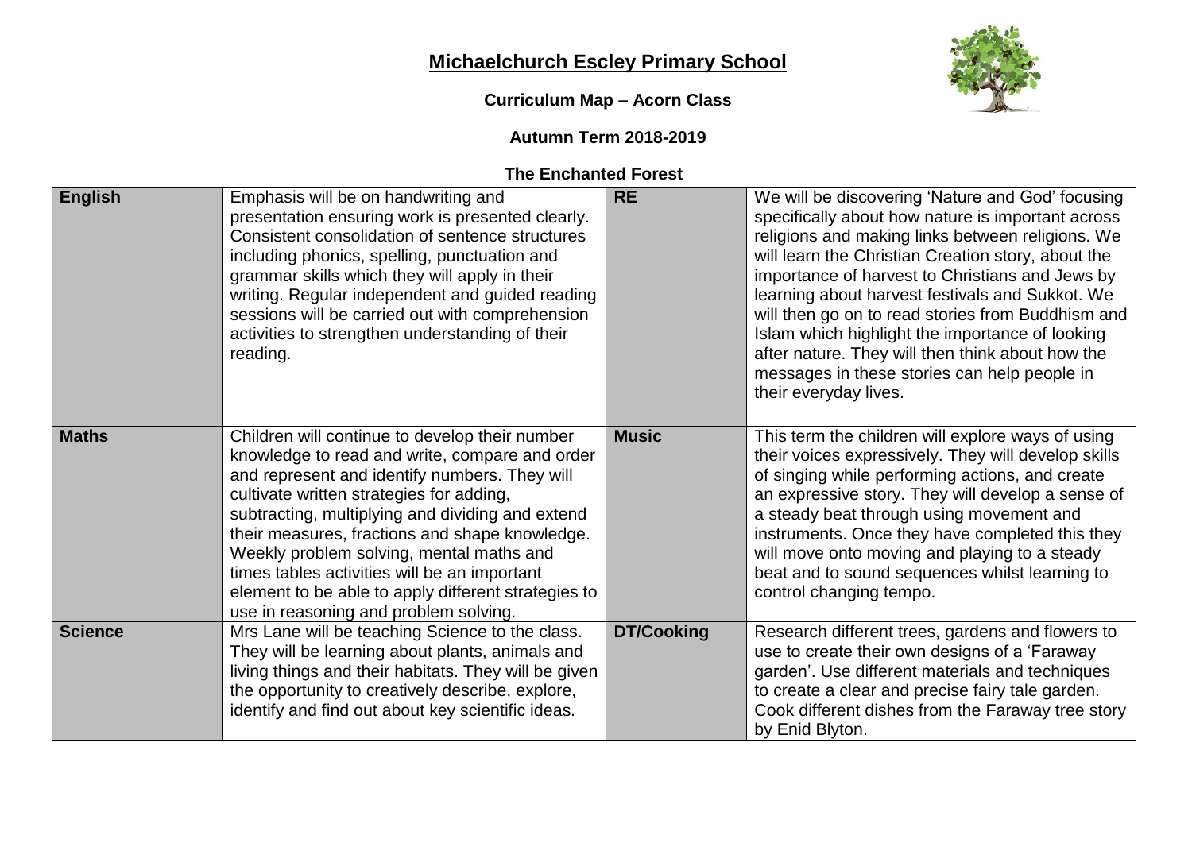# Michaelchurch Escley Primary School

**Curriculum Map – Acorn Class**

**Autumn Term 2018-2019**

| The Enchanted Forest | | | |
|---|---|---|---|
| **English** | Emphasis will be on handwriting and presentation ensuring work is presented clearly. Consistent consolidation of sentence structures including phonics, spelling, punctuation and grammar skills which they will apply in their writing. Regular independent and guided reading sessions will be carried out with comprehension activities to strengthen understanding of their reading. | **RE** | We will be discovering 'Nature and God' focusing specifically about how nature is important across religions and making links between religions. We will learn the Christian Creation story, about the importance of harvest to Christians and Jews by learning about harvest festivals and Sukkot. We will then go on to read stories from Buddhism and Islam which highlight the importance of looking after nature. They will then think about how the messages in these stories can help people in their everyday lives. |
| **Maths** | Children will continue to develop their number knowledge to read and write, compare and order and represent and identify numbers. They will cultivate written strategies for adding, subtracting, multiplying and dividing and extend their measures, fractions and shape knowledge. Weekly problem solving, mental maths and times tables activities will be an important element to be able to apply different strategies to use in reasoning and problem solving. | **Music** | This term the children will explore ways of using their voices expressively. They will develop skills of singing while performing actions, and create an expressive story. They will develop a sense of a steady beat through using movement and instruments. Once they have completed this they will move onto moving and playing to a steady beat and to sound sequences whilst learning to control changing tempo. |
| **Science** | Mrs Lane will be teaching Science to the class. They will be learning about plants, animals and living things and their habitats. They will be given the opportunity to creatively describe, explore, identify and find out about key scientific ideas. | **DT/Cooking** | Research different trees, gardens and flowers to use to create their own designs of a 'Faraway garden'. Use different materials and techniques to create a clear and precise fairy tale garden. Cook different dishes from the Faraway tree story by Enid Blyton. |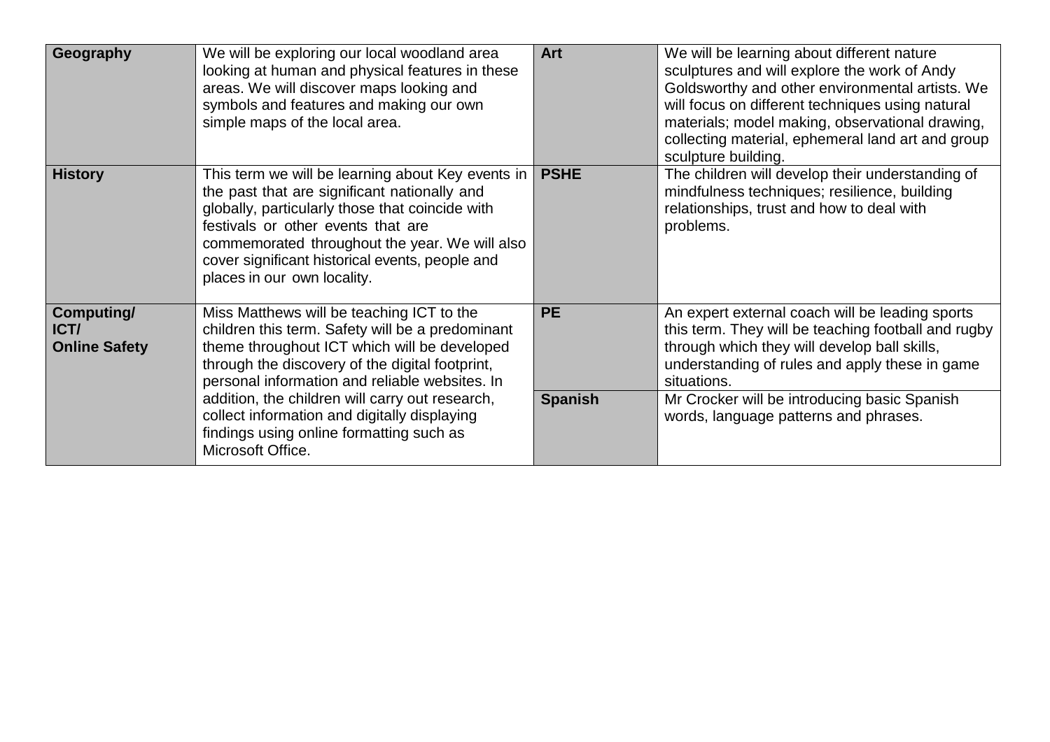| | | | |
|---|---|---|---|
| **Geography** | We will be exploring our local woodland area looking at human and physical features in these areas. We will discover maps looking and symbols and features and making our own simple maps of the local area. | **Art** | We will be learning about different nature sculptures and will explore the work of Andy Goldsworthy and other environmental artists. We will focus on different techniques using natural materials; model making, observational drawing, collecting material, ephemeral land art and group sculpture building. |
| **History** | This term we will be learning about Key events in the past that are significant nationally and globally, particularly those that coincide with festivals or other events that are commemorated throughout the year. We will also cover significant historical events, people and places in our own locality. | **PSHE** | The children will develop their understanding of mindfulness techniques; resilience, building relationships, trust and how to deal with problems. |
| **Computing/ ICT/ Online Safety** | Miss Matthews will be teaching ICT to the children this term. Safety will be a predominant theme throughout ICT which will be developed through the discovery of the digital footprint, personal information and reliable websites. In addition, the children will carry out research, collect information and digitally displaying findings using online formatting such as Microsoft Office. | **PE** | An expert external coach will be leading sports this term. They will be teaching football and rugby through which they will develop ball skills, understanding of rules and apply these in game situations. |
| | | **Spanish** | Mr Crocker will be introducing basic Spanish words, language patterns and phrases. |